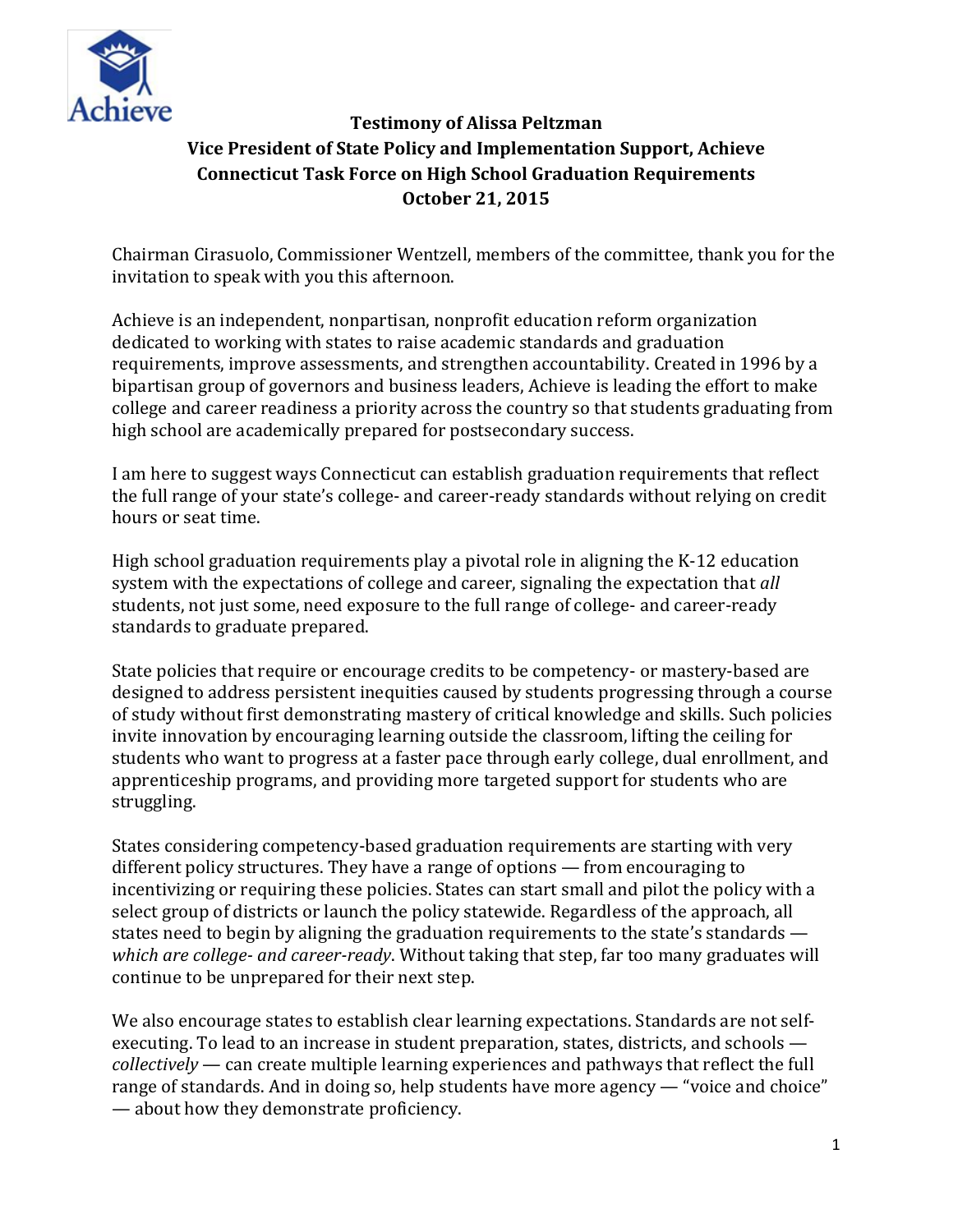**Testimony of Alissa Peltzman**
**Vice President of State Policy and Implementation Support, Achieve**
**Connecticut Task Force on High School Graduation Requirements**
**October 21, 2015**

Chairman Cirasuolo, Commissioner Wentzell, members of the committee, thank you for the invitation to speak with you this afternoon.

Achieve is an independent, nonpartisan, nonprofit education reform organization dedicated to working with states to raise academic standards and graduation requirements, improve assessments, and strengthen accountability. Created in 1996 by a bipartisan group of governors and business leaders, Achieve is leading the effort to make college and career readiness a priority across the country so that students graduating from high school are academically prepared for postsecondary success.

I am here to suggest ways Connecticut can establish graduation requirements that reflect the full range of your state's college- and career-ready standards without relying on credit hours or seat time.

High school graduation requirements play a pivotal role in aligning the K-12 education system with the expectations of college and career, signaling the expectation that *all* students, not just some, need exposure to the full range of college- and career-ready standards to graduate prepared.

State policies that require or encourage credits to be competency- or mastery-based are designed to address persistent inequities caused by students progressing through a course of study without first demonstrating mastery of critical knowledge and skills. Such policies invite innovation by encouraging learning outside the classroom, lifting the ceiling for students who want to progress at a faster pace through early college, dual enrollment, and apprenticeship programs, and providing more targeted support for students who are struggling.

States considering competency-based graduation requirements are starting with very different policy structures. They have a range of options — from encouraging to incentivizing or requiring these policies. States can start small and pilot the policy with a select group of districts or launch the policy statewide. Regardless of the approach, all states need to begin by aligning the graduation requirements to the state's standards — *which are college- and career-ready*. Without taking that step, far too many graduates will continue to be unprepared for their next step.

We also encourage states to establish clear learning expectations. Standards are not self-executing. To lead to an increase in student preparation, states, districts, and schools — *collectively* — can create multiple learning experiences and pathways that reflect the full range of standards. And in doing so, help students have more agency — "voice and choice" — about how they demonstrate proficiency.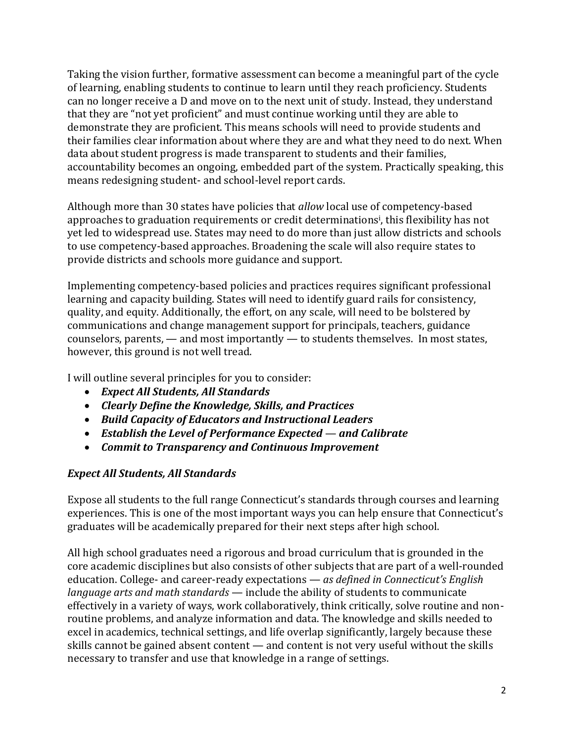Taking the vision further, formative assessment can become a meaningful part of the cycle of learning, enabling students to continue to learn until they reach proficiency. Students can no longer receive a D and move on to the next unit of study. Instead, they understand that they are "not yet proficient" and must continue working until they are able to demonstrate they are proficient. This means schools will need to provide students and their families clear information about where they are and what they need to do next. When data about student progress is made transparent to students and their families, accountability becomes an ongoing, embedded part of the system. Practically speaking, this means redesigning student- and school-level report cards.

Although more than 30 states have policies that *allow* local use of competency-based approaches to graduation requirements or credit determinations[i], this flexibility has not yet led to widespread use. States may need to do more than just allow districts and schools to use competency-based approaches. Broadening the scale will also require states to provide districts and schools more guidance and support.

Implementing competency-based policies and practices requires significant professional learning and capacity building. States will need to identify guard rails for consistency, quality, and equity. Additionally, the effort, on any scale, will need to be bolstered by communications and change management support for principals, teachers, guidance counselors, parents, — and most importantly — to students themselves. In most states, however, this ground is not well tread.

I will outline several principles for you to consider:

- ***Expect All Students, All Standards***
- ***Clearly Define the Knowledge, Skills, and Practices***
- ***Build Capacity of Educators and Instructional Leaders***
- ***Establish the Level of Performance Expected — and Calibrate***
- ***Commit to Transparency and Continuous Improvement***

### *Expect All Students, All Standards*

Expose all students to the full range Connecticut's standards through courses and learning experiences. This is one of the most important ways you can help ensure that Connecticut's graduates will be academically prepared for their next steps after high school.

All high school graduates need a rigorous and broad curriculum that is grounded in the core academic disciplines but also consists of other subjects that are part of a well-rounded education. College- and career-ready expectations — *as defined in Connecticut's English language arts and math standards* — include the ability of students to communicate effectively in a variety of ways, work collaboratively, think critically, solve routine and non-routine problems, and analyze information and data. The knowledge and skills needed to excel in academics, technical settings, and life overlap significantly, largely because these skills cannot be gained absent content — and content is not very useful without the skills necessary to transfer and use that knowledge in a range of settings.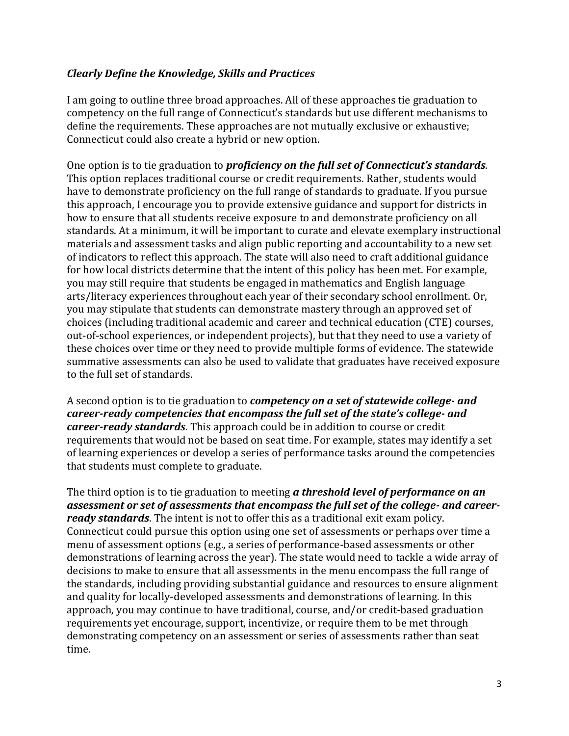### *Clearly Define the Knowledge, Skills and Practices*

I am going to outline three broad approaches. All of these approaches tie graduation to competency on the full range of Connecticut's standards but use different mechanisms to define the requirements. These approaches are not mutually exclusive or exhaustive; Connecticut could also create a hybrid or new option.

One option is to tie graduation to ***proficiency on the full set of Connecticut's standards***. This option replaces traditional course or credit requirements. Rather, students would have to demonstrate proficiency on the full range of standards to graduate. If you pursue this approach, I encourage you to provide extensive guidance and support for districts in how to ensure that all students receive exposure to and demonstrate proficiency on all standards. At a minimum, it will be important to curate and elevate exemplary instructional materials and assessment tasks and align public reporting and accountability to a new set of indicators to reflect this approach. The state will also need to craft additional guidance for how local districts determine that the intent of this policy has been met. For example, you may still require that students be engaged in mathematics and English language arts/literacy experiences throughout each year of their secondary school enrollment. Or, you may stipulate that students can demonstrate mastery through an approved set of choices (including traditional academic and career and technical education (CTE) courses, out-of-school experiences, or independent projects), but that they need to use a variety of these choices over time or they need to provide multiple forms of evidence. The statewide summative assessments can also be used to validate that graduates have received exposure to the full set of standards.

A second option is to tie graduation to ***competency on a set of statewide college- and career-ready competencies that encompass the full set of the state's college- and career-ready standards***. This approach could be in addition to course or credit requirements that would not be based on seat time. For example, states may identify a set of learning experiences or develop a series of performance tasks around the competencies that students must complete to graduate.

The third option is to tie graduation to meeting ***a threshold level of performance on an assessment or set of assessments that encompass the full set of the college- and career-ready standards***. The intent is not to offer this as a traditional exit exam policy. Connecticut could pursue this option using one set of assessments or perhaps over time a menu of assessment options (e.g., a series of performance-based assessments or other demonstrations of learning across the year). The state would need to tackle a wide array of decisions to make to ensure that all assessments in the menu encompass the full range of the standards, including providing substantial guidance and resources to ensure alignment and quality for locally-developed assessments and demonstrations of learning. In this approach, you may continue to have traditional, course, and/or credit-based graduation requirements yet encourage, support, incentivize, or require them to be met through demonstrating competency on an assessment or series of assessments rather than seat time.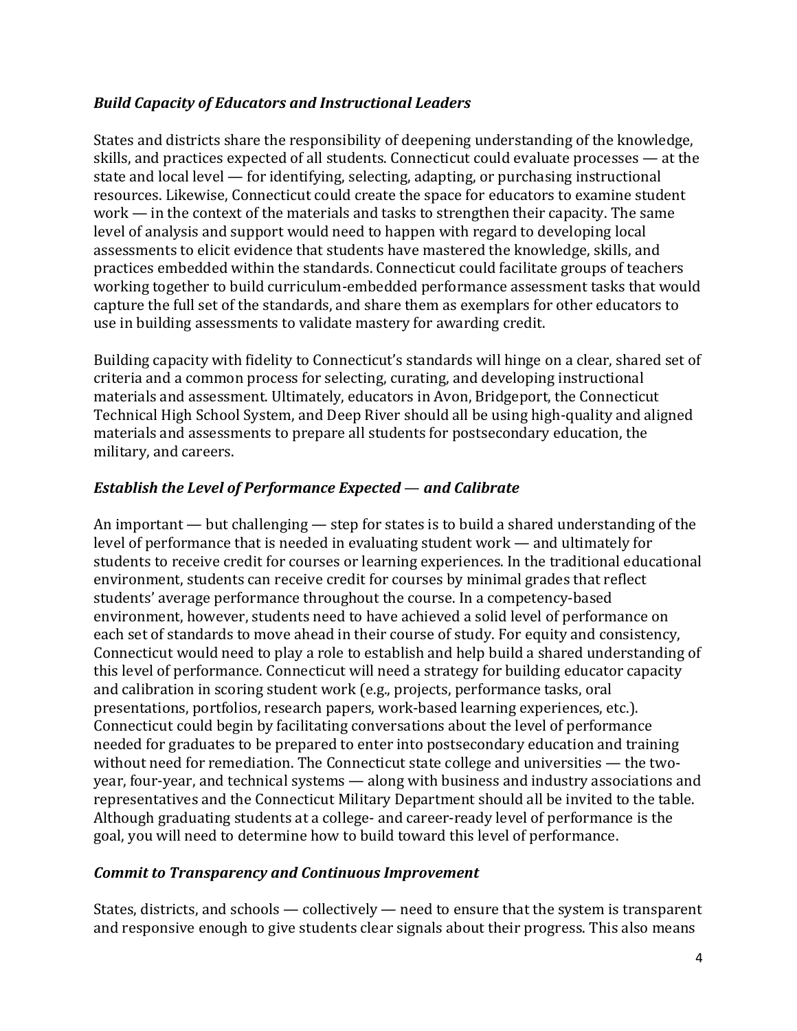### *Build Capacity of Educators and Instructional Leaders*

States and districts share the responsibility of deepening understanding of the knowledge, skills, and practices expected of all students. Connecticut could evaluate processes — at the state and local level — for identifying, selecting, adapting, or purchasing instructional resources. Likewise, Connecticut could create the space for educators to examine student work — in the context of the materials and tasks to strengthen their capacity. The same level of analysis and support would need to happen with regard to developing local assessments to elicit evidence that students have mastered the knowledge, skills, and practices embedded within the standards. Connecticut could facilitate groups of teachers working together to build curriculum-embedded performance assessment tasks that would capture the full set of the standards, and share them as exemplars for other educators to use in building assessments to validate mastery for awarding credit.

Building capacity with fidelity to Connecticut's standards will hinge on a clear, shared set of criteria and a common process for selecting, curating, and developing instructional materials and assessment. Ultimately, educators in Avon, Bridgeport, the Connecticut Technical High School System, and Deep River should all be using high-quality and aligned materials and assessments to prepare all students for postsecondary education, the military, and careers.

### *Establish the Level of Performance Expected — and Calibrate*

An important — but challenging — step for states is to build a shared understanding of the level of performance that is needed in evaluating student work — and ultimately for students to receive credit for courses or learning experiences. In the traditional educational environment, students can receive credit for courses by minimal grades that reflect students' average performance throughout the course. In a competency-based environment, however, students need to have achieved a solid level of performance on each set of standards to move ahead in their course of study. For equity and consistency, Connecticut would need to play a role to establish and help build a shared understanding of this level of performance. Connecticut will need a strategy for building educator capacity and calibration in scoring student work (e.g., projects, performance tasks, oral presentations, portfolios, research papers, work-based learning experiences, etc.). Connecticut could begin by facilitating conversations about the level of performance needed for graduates to be prepared to enter into postsecondary education and training without need for remediation. The Connecticut state college and universities — the two-year, four-year, and technical systems — along with business and industry associations and representatives and the Connecticut Military Department should all be invited to the table. Although graduating students at a college- and career-ready level of performance is the goal, you will need to determine how to build toward this level of performance.

### *Commit to Transparency and Continuous Improvement*

States, districts, and schools — collectively — need to ensure that the system is transparent and responsive enough to give students clear signals about their progress. This also means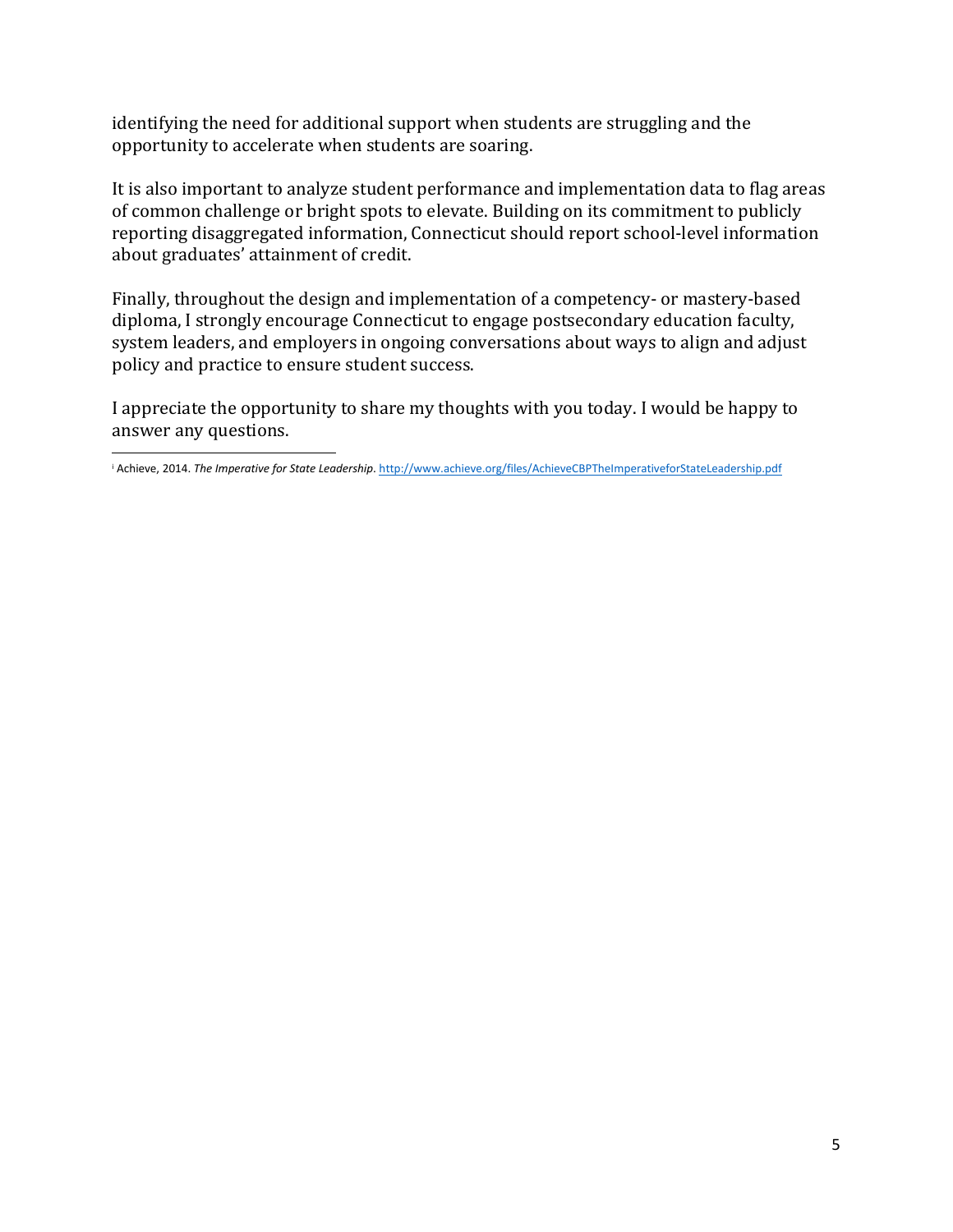identifying the need for additional support when students are struggling and the opportunity to accelerate when students are soaring.

It is also important to analyze student performance and implementation data to flag areas of common challenge or bright spots to elevate. Building on its commitment to publicly reporting disaggregated information, Connecticut should report school-level information about graduates' attainment of credit.

Finally, throughout the design and implementation of a competency- or mastery-based diploma, I strongly encourage Connecticut to engage postsecondary education faculty, system leaders, and employers in ongoing conversations about ways to align and adjust policy and practice to ensure student success.

I appreciate the opportunity to share my thoughts with you today. I would be happy to answer any questions.

---

[i] Achieve, 2014. *The Imperative for State Leadership*. http://www.achieve.org/files/AchieveCBPTheImperativeforStateLeadership.pdf